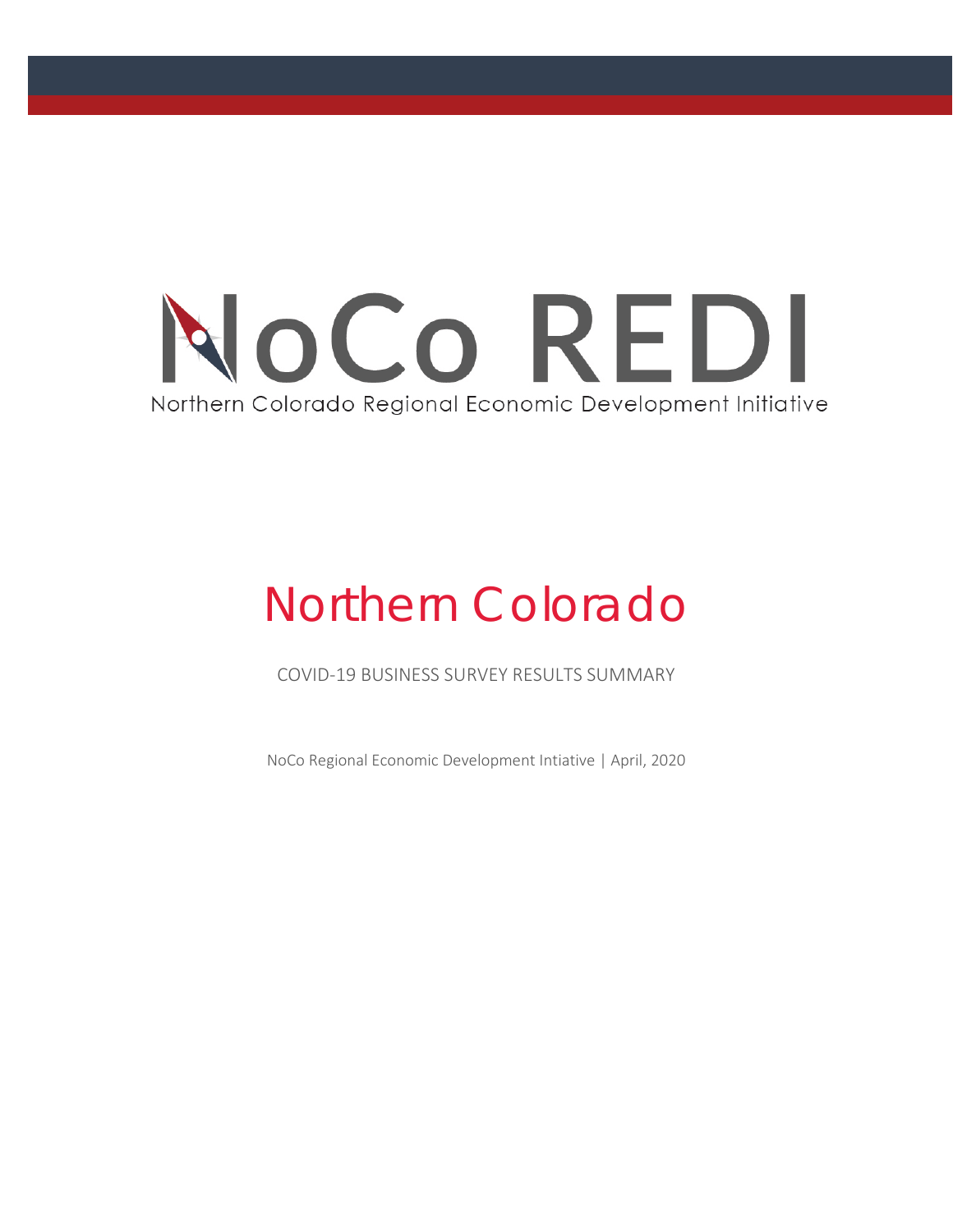# NoCo REDI

Northern Colorado Regional Economic Development Initiative

# Northern Colorado

COVID-19 BUSINESS SURVEY RESULTS SUMMARY

NoCo Regional Economic Development Intiative | April, 2020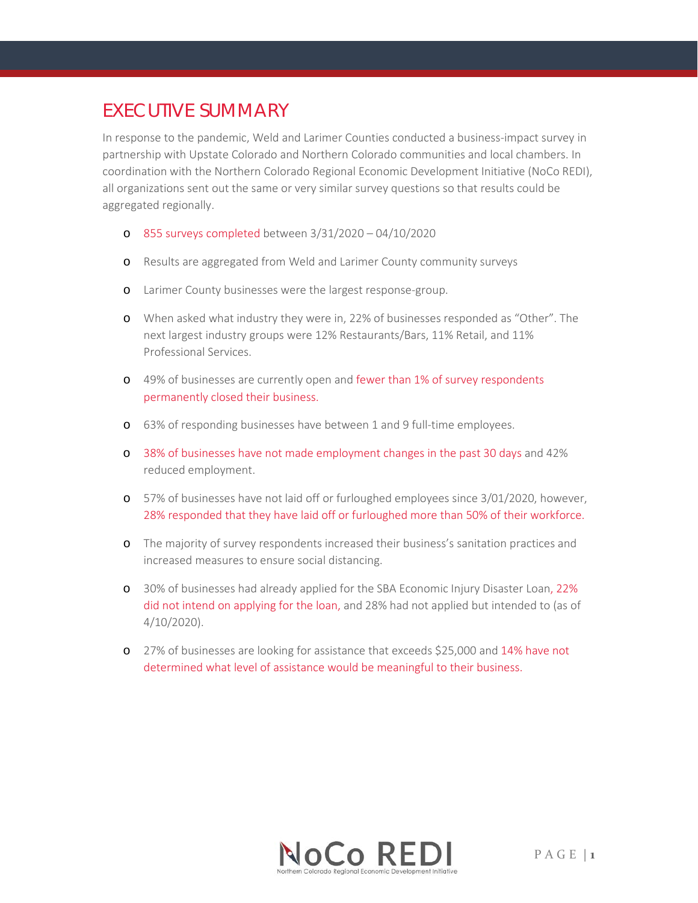# EXECUTIVE SUMMARY

In response to the pandemic, Weld and Larimer Counties conducted a business-impact survey in partnership with Upstate Colorado and Northern Colorado communities and local chambers. In coordination with the Northern Colorado Regional Economic Development Initiative (NoCo REDI), all organizations sent out the same or very similar survey questions so that results could be aggregated regionally.

- 855 surveys completed between 3/31/2020 – 04/10/2020
- Results are aggregated from Weld and Larimer County community surveys
- Larimer County businesses were the largest response-group.
- When asked what industry they were in, 22% of businesses responded as "Other". The next largest industry groups were 12% Restaurants/Bars, 11% Retail, and 11% Professional Services.
- 49% of businesses are currently open and fewer than 1% of survey respondents permanently closed their business.
- 63% of responding businesses have between 1 and 9 full-time employees.
- 38% of businesses have not made employment changes in the past 30 days and 42% reduced employment.
- 57% of businesses have not laid off or furloughed employees since 3/01/2020, however, 28% responded that they have laid off or furloughed more than 50% of their workforce.
- The majority of survey respondents increased their business's sanitation practices and increased measures to ensure social distancing.
- 30% of businesses had already applied for the SBA Economic Injury Disaster Loan, 22% did not intend on applying for the loan, and 28% had not applied but intended to (as of 4/10/2020).
- 27% of businesses are looking for assistance that exceeds $25,000 and 14% have not determined what level of assistance would be meaningful to their business.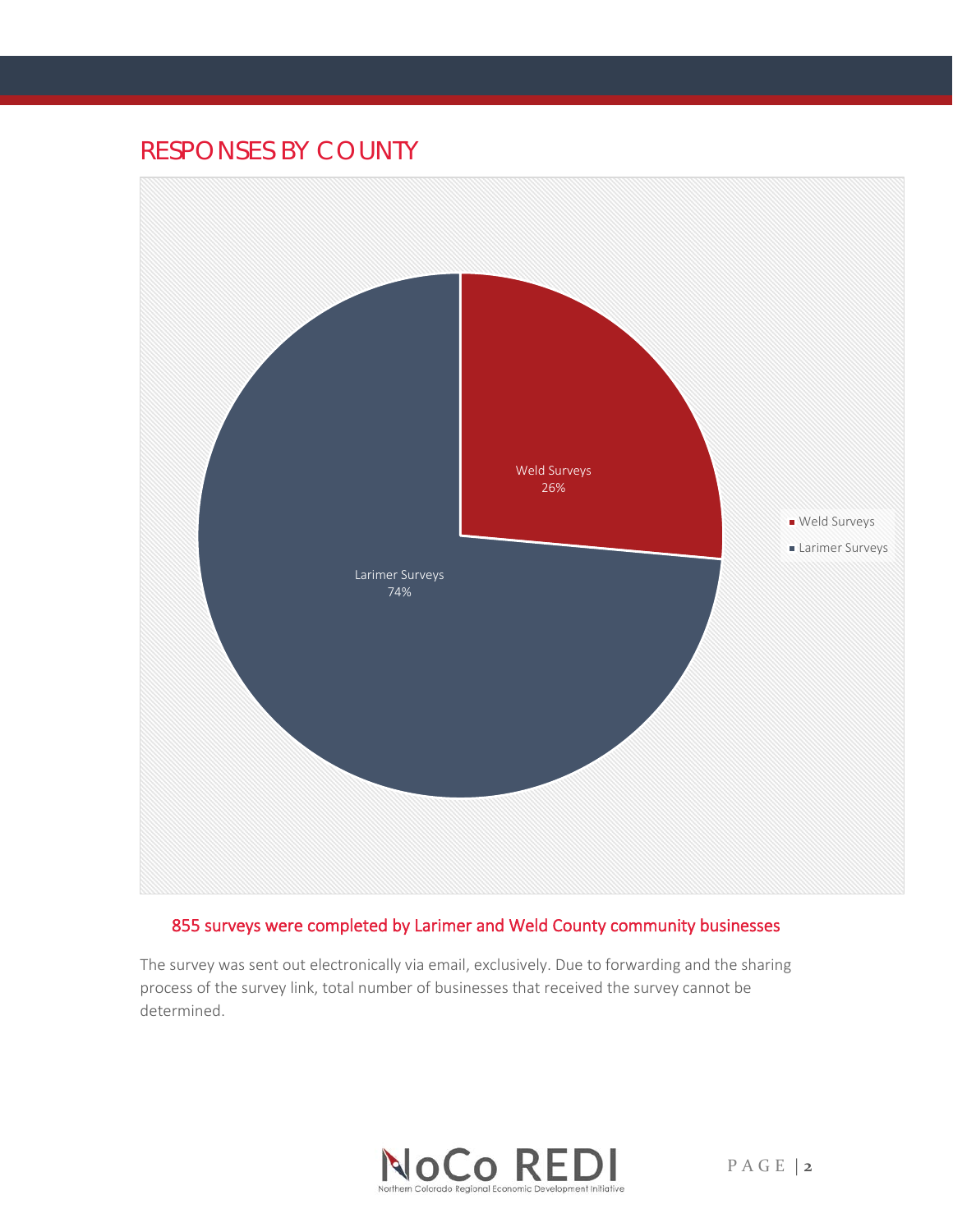## RESPONSES BY COUNTY

Weld Surveys
26%

Larimer Surveys
74%

Weld Surveys
Larimer Surveys

855 surveys were completed by Larimer and Weld County community businesses

The survey was sent out electronically via email, exclusively. Due to forwarding and the sharing process of the survey link, total number of businesses that received the survey cannot be determined.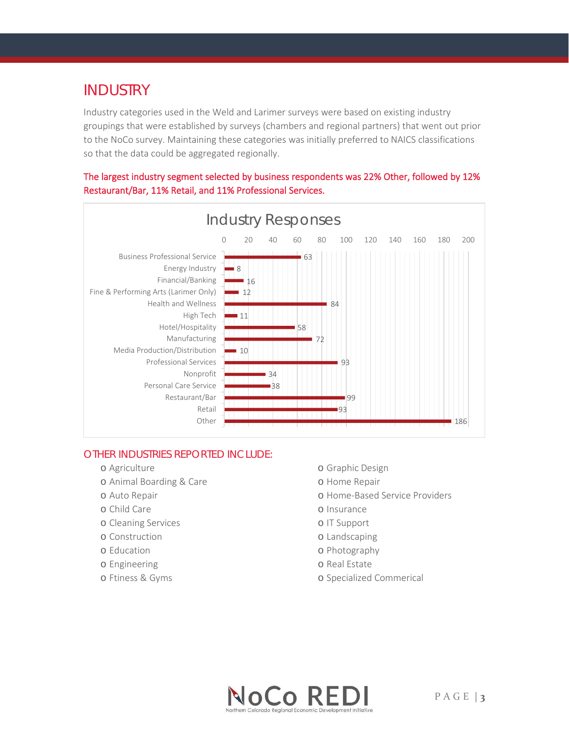## INDUSTRY

Industry categories used in the Weld and Larimer surveys were based on existing industry groupings that were established by surveys (chambers and regional partners) that went out prior to the NoCo survey. Maintaining these categories was initially preferred to NAICS classifications so that the data could be aggregated regionally.

The largest industry segment selected by business respondents was 22% Other, followed by 12% Restaurant/Bar, 11% Retail, and 11% Professional Services.

Industry Responses

0 20 40 60 80 100 120 140 160 180 200

Business Professional Service 63
Energy Industry 8
Financial/Banking 16
Fine & Performing Arts (Larimer Only) 12
Health and Wellness 84
High Tech 11
Hotel/Hospitality 58
Manufacturing 72
Media Production/Distribution 10
Professional Services 93
Nonprofit 34
Personal Care Service 38
Restaurant/Bar 99
Retail 93
Other 186

### OTHER INDUSTRIES REPORTED INCLUDE:

- Agriculture
- Animal Boarding & Care
- Auto Repair
- Child Care
- Cleaning Services
- Construction
- Education
- Engineering
- Ftiness & Gyms
- Graphic Design
- Home Repair
- Home-Based Service Providers
- Insurance
- IT Support
- Landscaping
- Photography
- Real Estate
- Specialized Commerical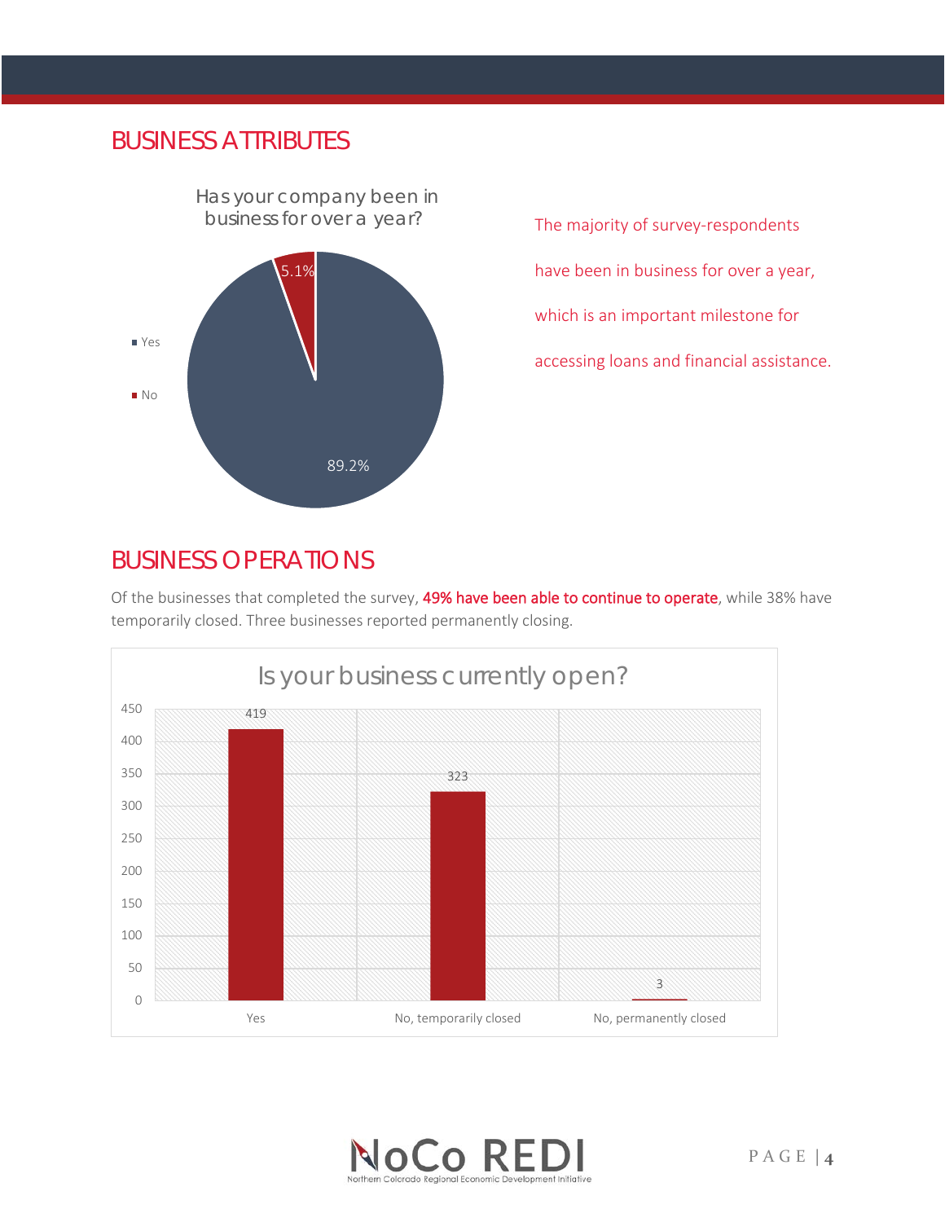## BUSINESS ATTRIBUTES

Has your company been in business for over a year?

Yes

No

5.1%

89.2%

The majority of survey-respondents have been in business for over a year, which is an important milestone for accessing loans and financial assistance.

## BUSINESS OPERATIONS

Of the businesses that completed the survey, **49% have been able to continue to operate**, while 38% have temporarily closed. Three businesses reported permanently closing.

Is your business currently open?

450
400
350
300
250
200
150
100
50
0

419
323
3

Yes
No, temporarily closed
No, permanently closed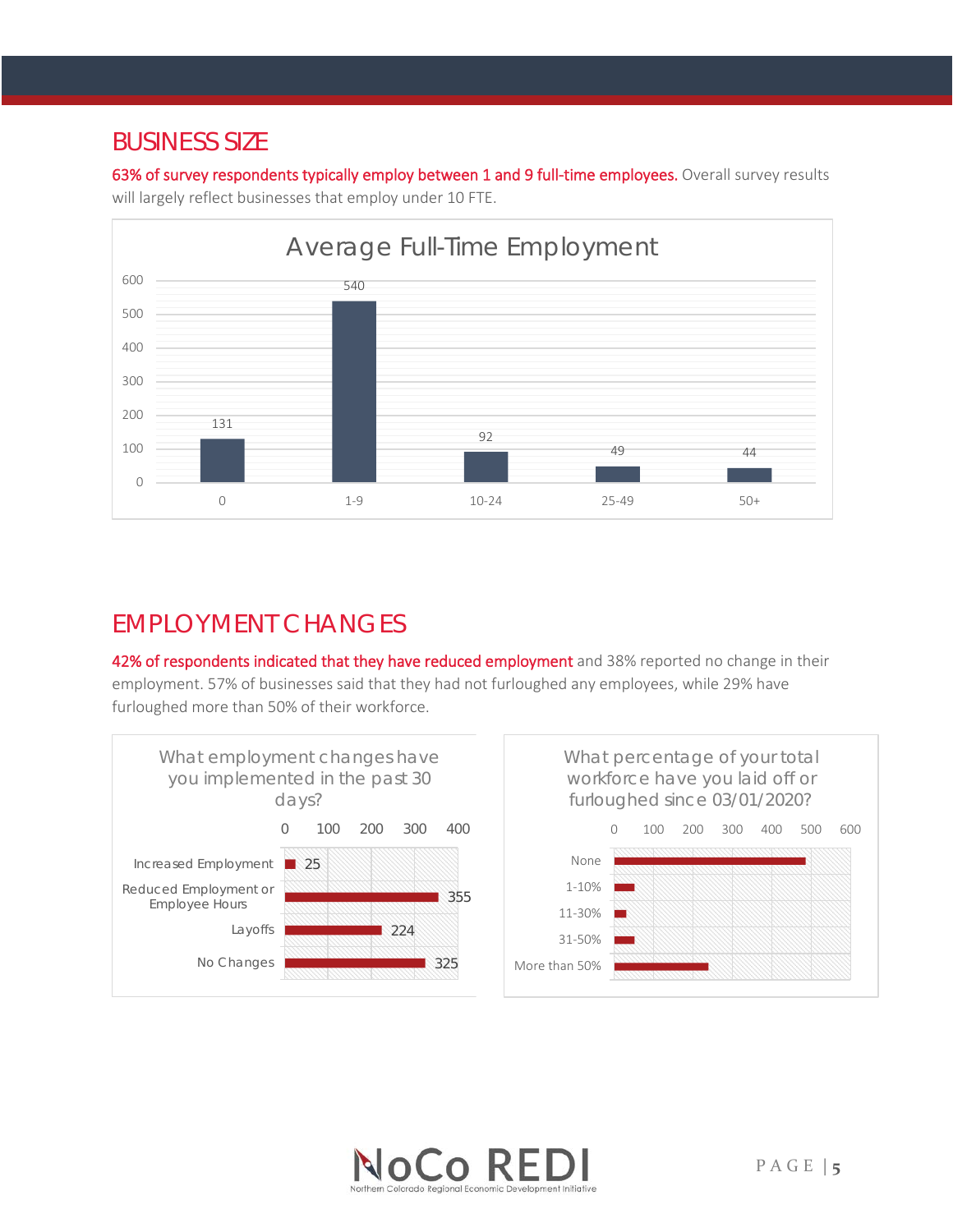## BUSINESS SIZE

**63% of survey respondents typically employ between 1 and 9 full-time employees.** Overall survey results will largely reflect businesses that employ under 10 FTE.

Average Full-Time Employment

600
500
400
300
200
100
0

131
540
92
49
44

0
1-9
10-24
25-49
50+

## EMPLOYMENT CHANGES

**42% of respondents indicated that they have reduced employment** and 38% reported no change in their employment. 57% of businesses said that they had not furloughed any employees, while 29% have furloughed more than 50% of their workforce.

What employment changes have you implemented in the past 30 days?

0
100
200
300
400

Increased Employment 25
Reduced Employment or Employee Hours 355
Layoffs 224
No Changes 325

What percentage of your total workforce have you laid off or furloughed since 03/01/2020?

0
100
200
300
400
500
600

None
1-10%
11-30%
31-50%
More than 50%

NoCo REDI
Northern Colorado Regional Economic Development Initiative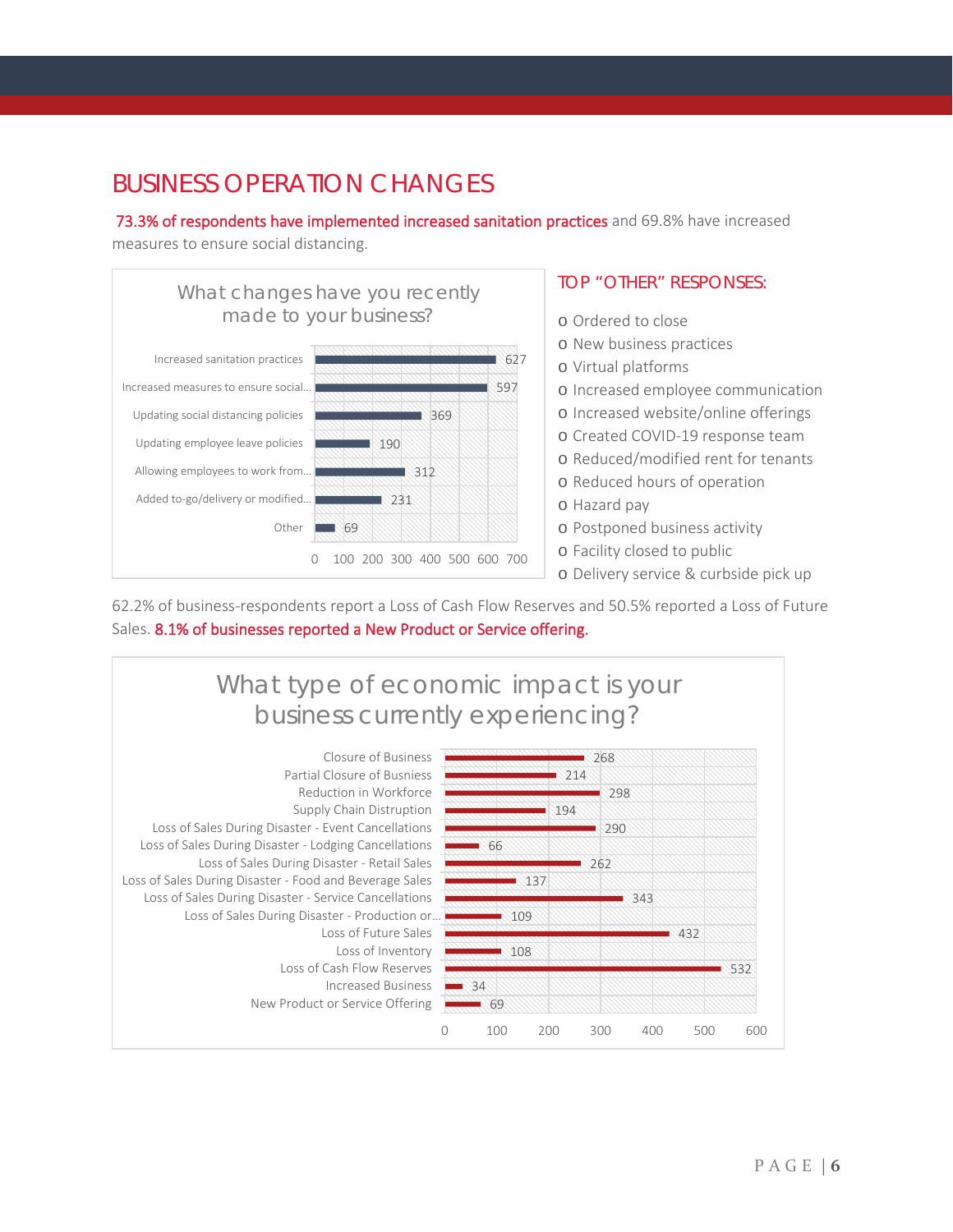## BUSINESS OPERATION CHANGES

73.3% of respondents have implemented increased sanitation practices and 69.8% have increased measures to ensure social distancing.

What changes have you recently made to your business?

Increased sanitation practices 627
Increased measures to ensure social... 597
Updating social distancing policies 369
Updating employee leave policies 190
Allowing employees to work from... 312
Added to-go/delivery or modified... 231
Other 69

0 100 200 300 400 500 600 700

### TOP "OTHER" RESPONSES:

- Ordered to close
- New business practices
- Virtual platforms
- Increased employee communication
- Increased website/online offerings
- Created COVID-19 response team
- Reduced/modified rent for tenants
- Reduced hours of operation
- Hazard pay
- Postponed business activity
- Facility closed to public
- Delivery service & curbside pick up

62.2% of business-respondents report a Loss of Cash Flow Reserves and 50.5% reported a Loss of Future Sales. 8.1% of businesses reported a New Product or Service offering.

What type of economic impact is your business currently experiencing?

Closure of Business 268
Partial Closure of Business 214
Reduction in Workforce 298
Supply Chain Disruption 194
Loss of Sales During Disaster - Event Cancellations 290
Loss of Sales During Disaster - Lodging Cancellations 66
Loss of Sales During Disaster - Retail Sales 262
Loss of Sales During Disaster - Food and Beverage Sales 137
Loss of Sales During Disaster - Service Cancellations 343
Loss of Sales During Disaster - Production or... 109
Loss of Future Sales 432
Loss of Inventory 108
Loss of Cash Flow Reserves 532
Increased Business 34
New Product or Service Offering 69

0 100 200 300 400 500 600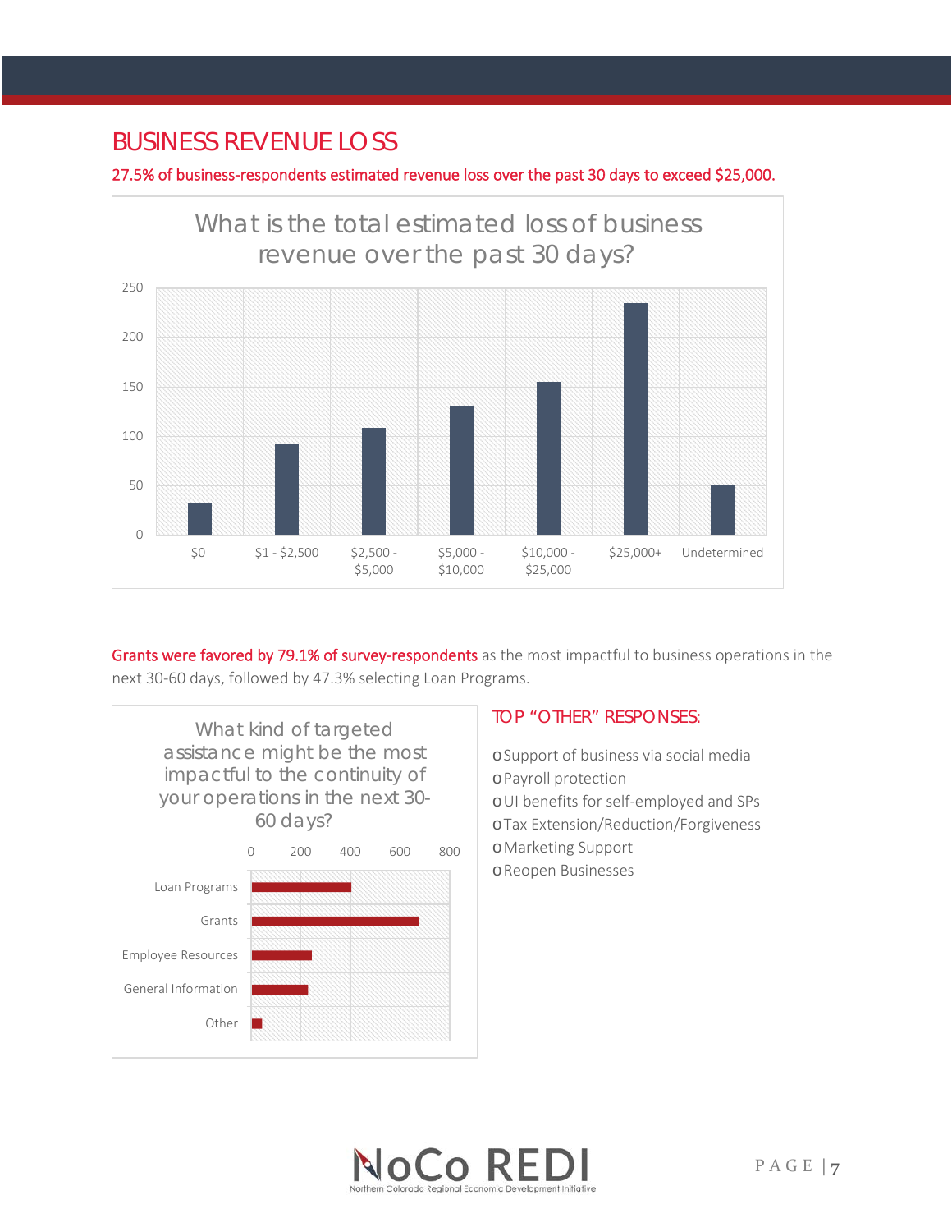## BUSINESS REVENUE LOSS

27.5% of business-respondents estimated revenue loss over the past 30 days to exceed $25,000.

What is the total estimated loss of business revenue over the past 30 days?

Grants were favored by 79.1% of survey-respondents as the most impactful to business operations in the next 30-60 days, followed by 47.3% selecting Loan Programs.

What kind of targeted assistance might be the most impactful to the continuity of your operations in the next 30-60 days?

### TOP "OTHER" RESPONSES:

- Support of business via social media
- Payroll protection
- UI benefits for self-employed and SPs
- Tax Extension/Reduction/Forgiveness
- Marketing Support
- Reopen Businesses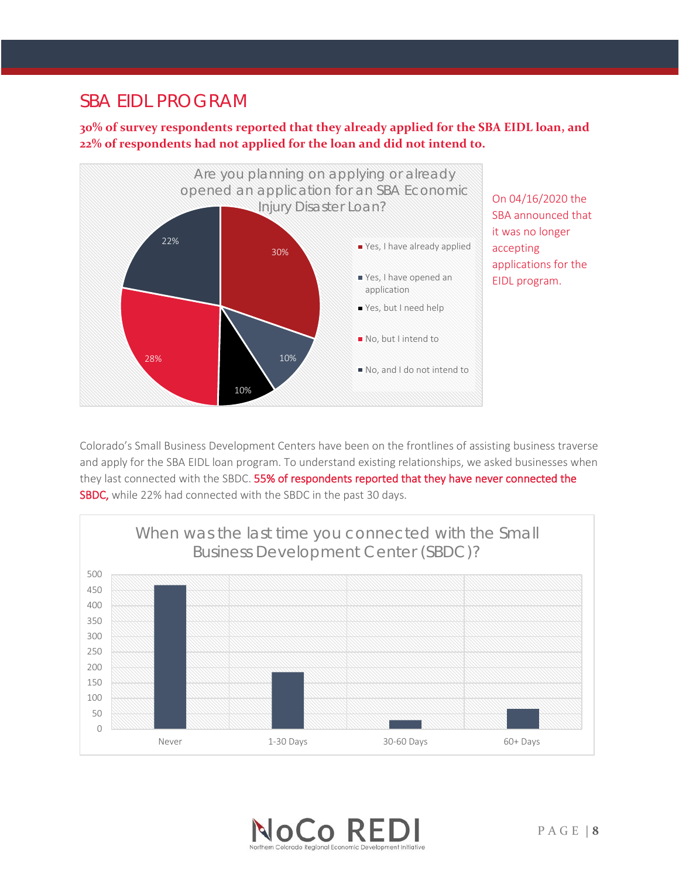## SBA EIDL PROGRAM

**30% of survey respondents reported that they already applied for the SBA EIDL loan, and 22% of respondents had not applied for the loan and did not intend to.**

Are you planning on applying or already opened an application for an SBA Economic Injury Disaster Loan?

22%
30%
10%
10%
28%

- Yes, I have already applied
- Yes, I have opened an application
- Yes, but I need help
- No, but I intend to
- No, and I do not intend to

On 04/16/2020 the SBA announced that it was no longer accepting applications for the EIDL program.

Colorado's Small Business Development Centers have been on the frontlines of assisting business traverse and apply for the SBA EIDL loan program. To understand existing relationships, we asked businesses when they last connected with the SBDC. 55% of respondents reported that they have never connected the SBDC, while 22% had connected with the SBDC in the past 30 days.

When was the last time you connected with the Small Business Development Center (SBDC)?

500
450
400
350
300
250
200
150
100
50
0

Never
1-30 Days
30-60 Days
60+ Days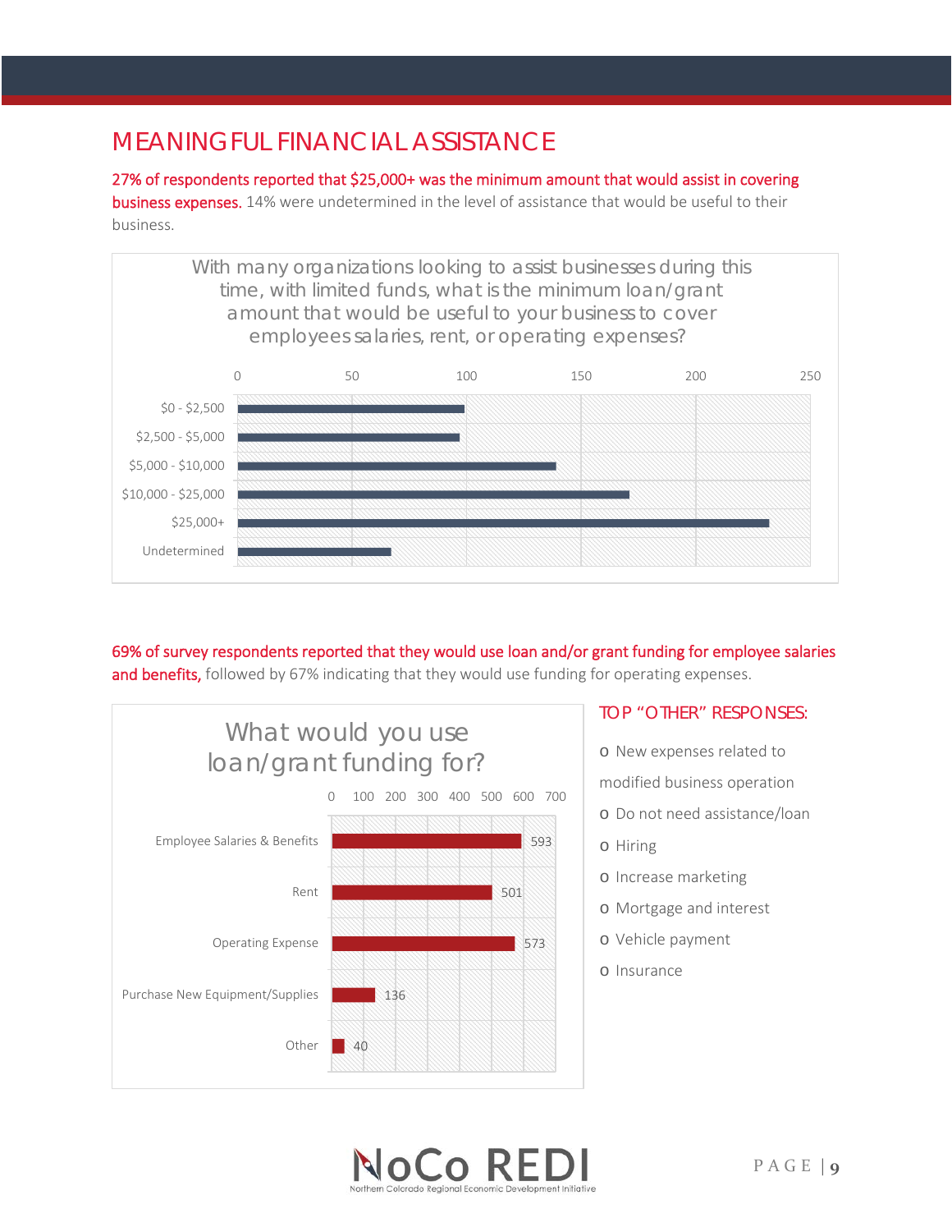## MEANINGFUL FINANCIAL ASSISTANCE

**27% of respondents reported that $25,000+ was the minimum amount that would assist in covering business expenses.** 14% were undetermined in the level of assistance that would be useful to their business.

With many organizations looking to assist businesses during this time, with limited funds, what is the minimum loan/grant amount that would be useful to your business to cover employees salaries, rent, or operating expenses?

0 50 100 150 200 250

$0 - $2,500

$2,500 - $5,000

$5,000 - $10,000

$10,000 - $25,000

$25,000+

Undetermined

**69% of survey respondents reported that they would use loan and/or grant funding for employee salaries and benefits,** followed by 67% indicating that they would use funding for operating expenses.

What would you use loan/grant funding for?

0 100 200 300 400 500 600 700

Employee Salaries & Benefits 593

Rent 501

Operating Expense 573

Purchase New Equipment/Supplies 136

Other 40

### TOP "OTHER" RESPONSES:

- New expenses related to modified business operation
- Do not need assistance/loan
- Hiring
- Increase marketing
- Mortgage and interest
- Vehicle payment
- Insurance

NoCo REDI
Northern Colorado Regional Economic Development Initiative